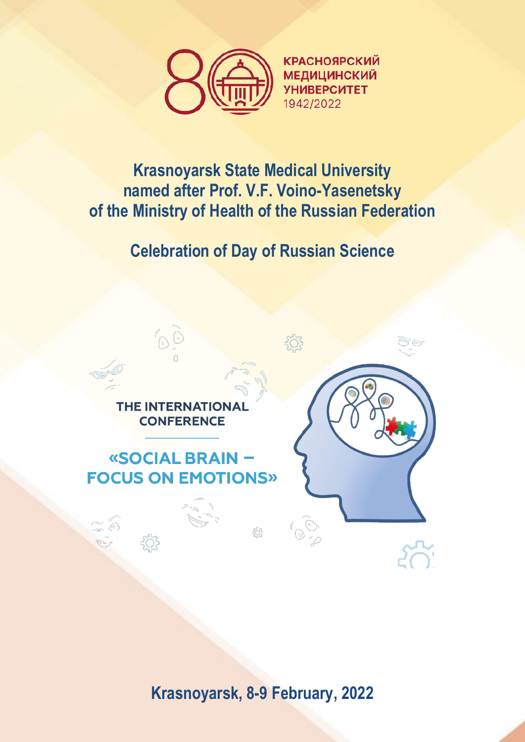КРАСНОЯРСКИЙ
МЕДИЦИНСКИЙ
УНИВЕРСИТЕТ
1942/2022

# Krasnoyarsk State Medical University named after Prof. V.F. Voino-Yasenetsky of the Ministry of Health of the Russian Federation

## Celebration of Day of Russian Science

THE INTERNATIONAL CONFERENCE

## «SOCIAL BRAIN – FOCUS ON EMOTIONS»

**Krasnoyarsk, 8-9 February, 2022**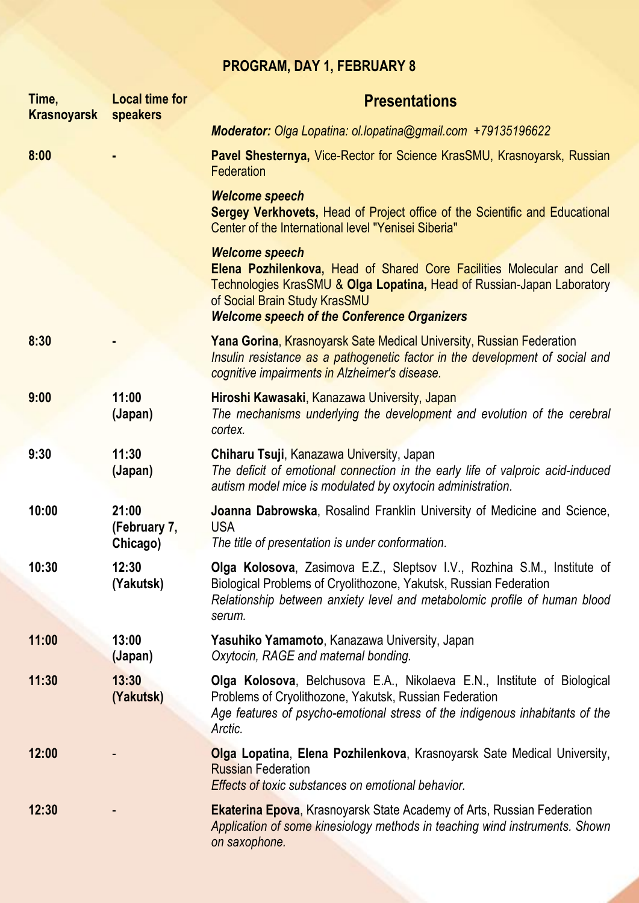## PROGRAM, DAY 1, FEBRUARY 8

| Time, Krasnoyarsk | Local time for speakers | Presentations |
|---|---|---|
| | | ***Moderator:*** *Olga Lopatina: ol.lopatina@gmail.com +79135196622* |
| 8:00 | - | **Pavel Shesternya,** Vice-Rector for Science KrasSMU, Krasnoyarsk, Russian Federation<br>***Welcome speech*** |
| | | **Sergey Verkhovets,** Head of Project office of the Scientific and Educational Center of the International level "Yenisei Siberia"<br>***Welcome speech*** |
| | | **Elena Pozhilenkova,** Head of Shared Core Facilities Molecular and Cell Technologies KrasSMU & **Olga Lopatina,** Head of Russian-Japan Laboratory of Social Brain Study KrasSMU<br>***Welcome speech of the Conference Organizers*** |
| 8:30 | - | **Yana Gorina**, Krasnoyarsk Sate Medical University, Russian Federation<br>*Insulin resistance as a pathogenetic factor in the development of social and cognitive impairments in Alzheimer's disease.* |
| 9:00 | 11:00 (Japan) | **Hiroshi Kawasaki**, Kanazawa University, Japan<br>*The mechanisms underlying the development and evolution of the cerebral cortex.* |
| 9:30 | 11:30 (Japan) | **Chiharu Tsuji**, Kanazawa University, Japan<br>*The deficit of emotional connection in the early life of valproic acid-induced autism model mice is modulated by oxytocin administration.* |
| 10:00 | 21:00 (February 7, Chicago) | **Joanna Dabrowska**, Rosalind Franklin University of Medicine and Science, USA<br>*The title of presentation is under conformation.* |
| 10:30 | 12:30 (Yakutsk) | **Olga Kolosova**, Zasimova E.Z., Sleptsov I.V., Rozhina S.M., Institute of Biological Problems of Cryolithozone, Yakutsk, Russian Federation<br>*Relationship between anxiety level and metabolomic profile of human blood serum.* |
| 11:00 | 13:00 (Japan) | **Yasuhiko Yamamoto**, Kanazawa University, Japan<br>*Oxytocin, RAGE and maternal bonding.* |
| 11:30 | 13:30 (Yakutsk) | **Olga Kolosova**, Belchusova E.A., Nikolaeva E.N., Institute of Biological Problems of Cryolithozone, Yakutsk, Russian Federation<br>*Age features of psycho-emotional stress of the indigenous inhabitants of the Arctic.* |
| 12:00 | - | **Olga Lopatina**, **Elena Pozhilenkova**, Krasnoyarsk Sate Medical University, Russian Federation<br>*Effects of toxic substances on emotional behavior.* |
| 12:30 | - | **Ekaterina Epova**, Krasnoyarsk State Academy of Arts, Russian Federation<br>*Application of some kinesiology methods in teaching wind instruments. Shown on saxophone.* |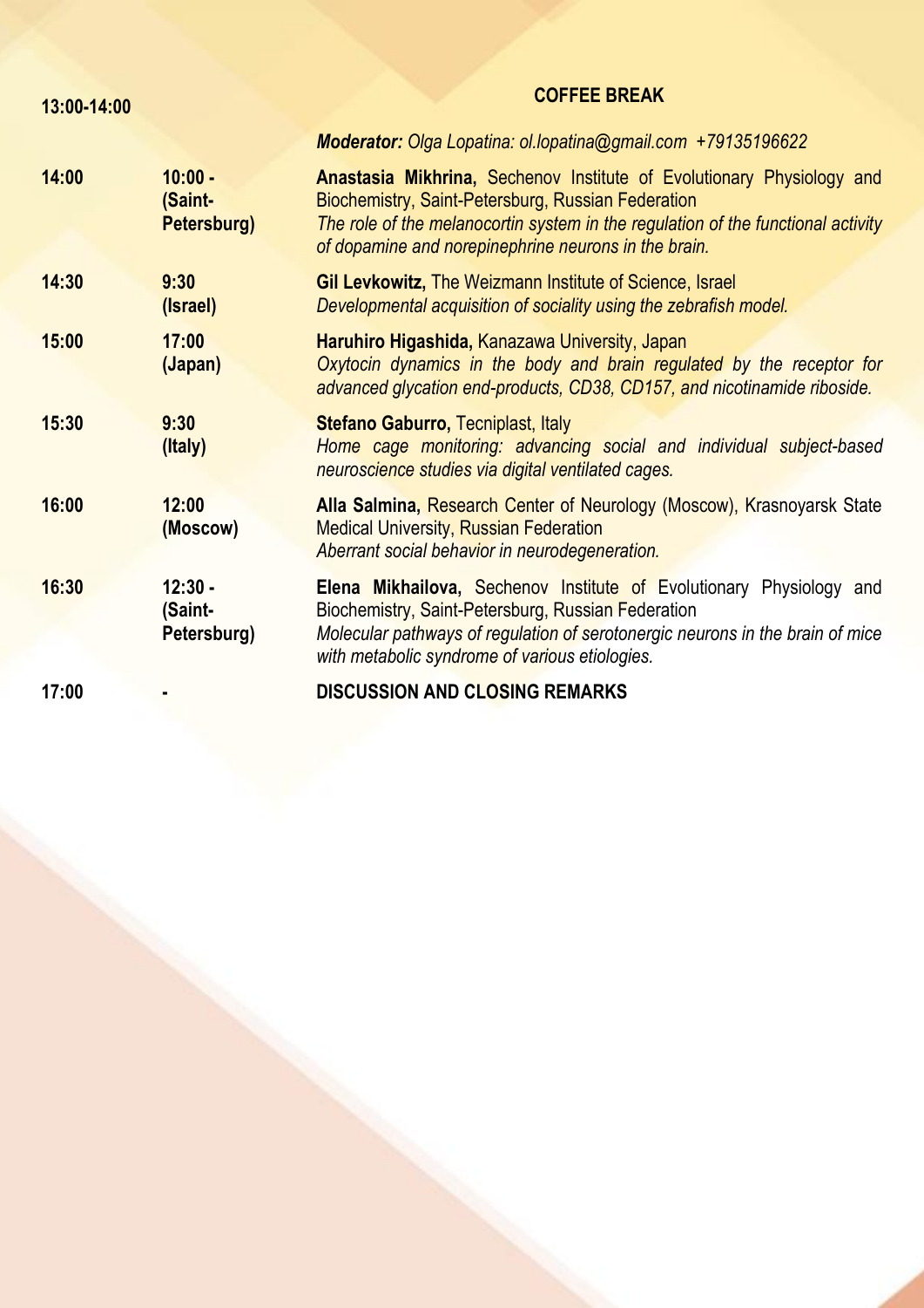| | | |
|---|---|---|
| **13:00-14:00** | | **COFFEE BREAK** |
| | | ***Moderator:*** *Olga Lopatina: ol.lopatina@gmail.com +79135196622* |
| **14:00** | **10:00 - (Saint-Petersburg)** | **Anastasia Mikhrina,** Sechenov Institute of Evolutionary Physiology and Biochemistry, Saint-Petersburg, Russian Federation<br>*The role of the melanocortin system in the regulation of the functional activity of dopamine and norepinephrine neurons in the brain.* |
| **14:30** | **9:30 (Israel)** | **Gil Levkowitz,** The Weizmann Institute of Science, Israel<br>*Developmental acquisition of sociality using the zebrafish model.* |
| **15:00** | **17:00 (Japan)** | **Haruhiro Higashida,** Kanazawa University, Japan<br>*Oxytocin dynamics in the body and brain regulated by the receptor for advanced glycation end-products, CD38, CD157, and nicotinamide riboside.* |
| **15:30** | **9:30 (Italy)** | **Stefano Gaburro,** Tecniplast, Italy<br>*Home cage monitoring: advancing social and individual subject-based neuroscience studies via digital ventilated cages.* |
| **16:00** | **12:00 (Moscow)** | **Alla Salmina,** Research Center of Neurology (Moscow), Krasnoyarsk State Medical University, Russian Federation<br>*Aberrant social behavior in neurodegeneration.* |
| **16:30** | **12:30 - (Saint-Petersburg)** | **Elena Mikhailova,** Sechenov Institute of Evolutionary Physiology and Biochemistry, Saint-Petersburg, Russian Federation<br>*Molecular pathways of regulation of serotonergic neurons in the brain of mice with metabolic syndrome of various etiologies.* |
| **17:00** | **-** | **DISCUSSION AND CLOSING REMARKS** |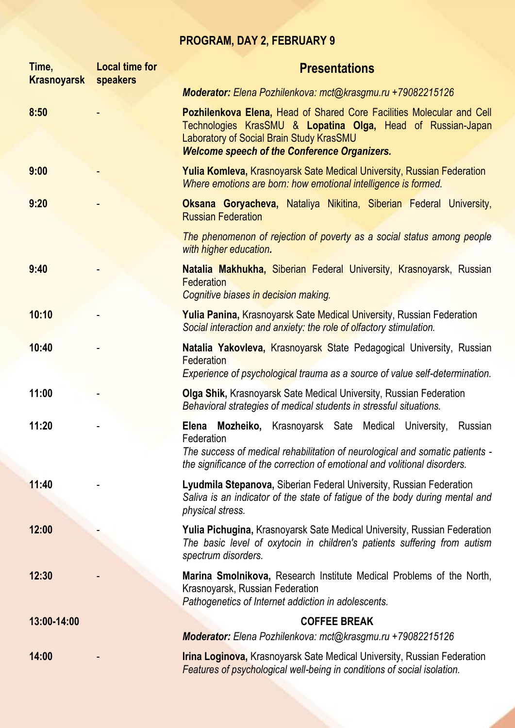## PROGRAM, DAY 2, FEBRUARY 9

| Time, Krasnoyarsk | Local time for speakers | Presentations |
|---|---|---|
| | | ***Moderator:*** *Elena Pozhilenkova: mct@krasgmu.ru +79082215126* |
| 8:50 | - | **Pozhilenkova Elena,** Head of Shared Core Facilities Molecular and Cell Technologies KrasSMU & **Lopatina Olga,** Head of Russian-Japan Laboratory of Social Brain Study KrasSMU<br>***Welcome speech of the Conference Organizers.*** |
| 9:00 | - | **Yulia Komleva,** Krasnoyarsk Sate Medical University, Russian Federation<br>*Where emotions are born: how emotional intelligence is formed.* |
| 9:20 | - | **Oksana Goryacheva,** Nataliya Nikitina, Siberian Federal University, Russian Federation<br>*The phenomenon of rejection of poverty as a social status among people with higher education.* |
| 9:40 | - | **Natalia Makhukha,** Siberian Federal University, Krasnoyarsk, Russian Federation<br>*Cognitive biases in decision making.* |
| 10:10 | - | **Yulia Panina,** Krasnoyarsk Sate Medical University, Russian Federation<br>*Social interaction and anxiety: the role of olfactory stimulation.* |
| 10:40 | - | **Natalia Yakovleva,** Krasnoyarsk State Pedagogical University, Russian Federation<br>*Experience of psychological trauma as a source of value self-determination.* |
| 11:00 | - | **Olga Shik,** Krasnoyarsk Sate Medical University, Russian Federation<br>*Behavioral strategies of medical students in stressful situations.* |
| 11:20 | - | **Elena Mozheiko,** Krasnoyarsk Sate Medical University, Russian Federation<br>*The success of medical rehabilitation of neurological and somatic patients - the significance of the correction of emotional and volitional disorders.* |
| 11:40 | - | **Lyudmila Stepanova,** Siberian Federal University, Russian Federation<br>*Saliva is an indicator of the state of fatigue of the body during mental and physical stress.* |
| 12:00 | - | **Yulia Pichugina,** Krasnoyarsk Sate Medical University, Russian Federation<br>*The basic level of oxytocin in children's patients suffering from autism spectrum disorders.* |
| 12:30 | - | **Marina Smolnikova,** Research Institute Medical Problems of the North, Krasnoyarsk, Russian Federation<br>*Pathogenetics of Internet addiction in adolescents.* |
| 13:00-14:00 | | **COFFEE BREAK** |
| | | ***Moderator:*** *Elena Pozhilenkova: mct@krasgmu.ru +79082215126* |
| 14:00 | - | **Irina Loginova,** Krasnoyarsk Sate Medical University, Russian Federation<br>*Features of psychological well-being in conditions of social isolation.* |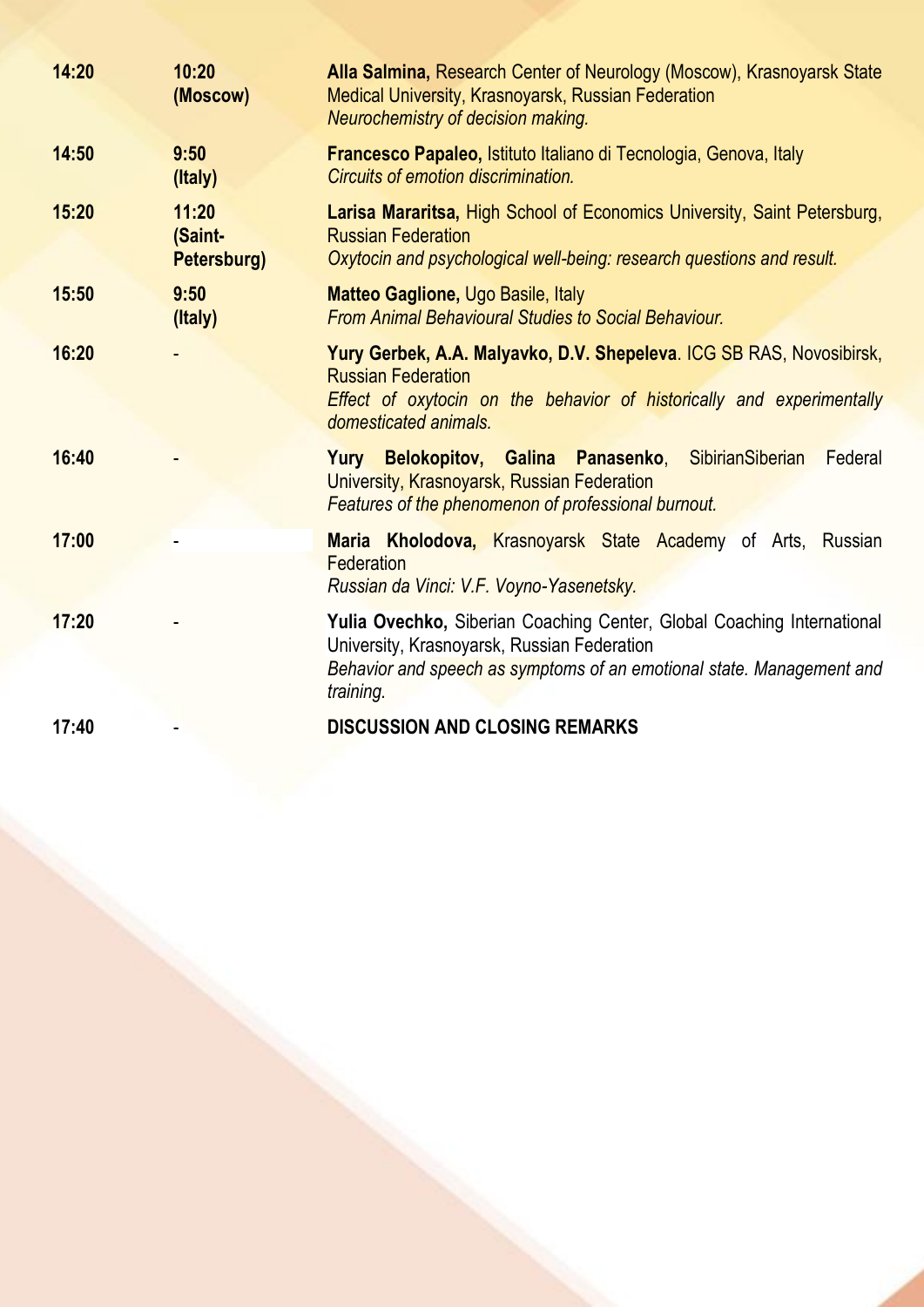| | | |
|---|---|---|
| **14:20** | **10:20 (Moscow)** | **Alla Salmina,** Research Center of Neurology (Moscow), Krasnoyarsk State Medical University, Krasnoyarsk, Russian Federation<br>*Neurochemistry of decision making.* |
| **14:50** | **9:50 (Italy)** | **Francesco Papaleo,** Istituto Italiano di Tecnologia, Genova, Italy<br>*Circuits of emotion discrimination.* |
| **15:20** | **11:20 (Saint-Petersburg)** | **Larisa Mararitsa,** High School of Economics University, Saint Petersburg, Russian Federation<br>*Oxytocin and psychological well-being: research questions and result.* |
| **15:50** | **9:50 (Italy)** | **Matteo Gaglione,** Ugo Basile, Italy<br>*From Animal Behavioural Studies to Social Behaviour.* |
| **16:20** | - | **Yury Gerbek, A.A. Malyavko, D.V. Shepeleva**. ICG SB RAS, Novosibirsk, Russian Federation<br>*Effect of oxytocin on the behavior of historically and experimentally domesticated animals.* |
| **16:40** | - | **Yury Belokopitov, Galina Panasenko**, SibirianSiberian Federal University, Krasnoyarsk, Russian Federation<br>*Features of the phenomenon of professional burnout.* |
| **17:00** | - | **Maria Kholodova,** Krasnoyarsk State Academy of Arts, Russian Federation<br>*Russian da Vinci: V.F. Voyno-Yasenetsky.* |
| **17:20** | - | **Yulia Ovechko,** Siberian Coaching Center, Global Coaching International University, Krasnoyarsk, Russian Federation<br>*Behavior and speech as symptoms of an emotional state. Management and training.* |
| **17:40** | - | **DISCUSSION AND CLOSING REMARKS** |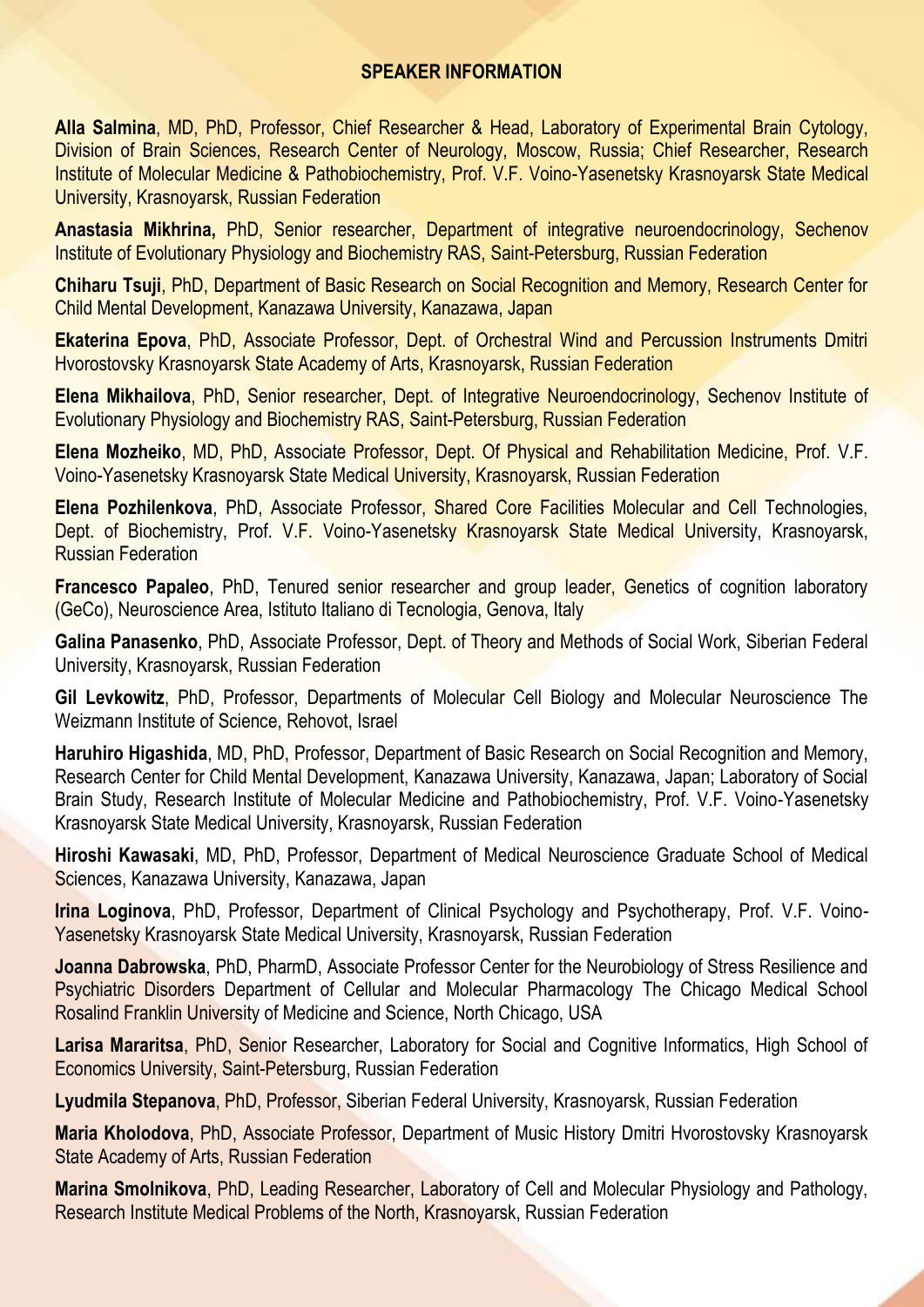## SPEAKER INFORMATION

**Alla Salmina**, MD, PhD, Professor, Chief Researcher & Head, Laboratory of Experimental Brain Cytology, Division of Brain Sciences, Research Center of Neurology, Moscow, Russia; Chief Researcher, Research Institute of Molecular Medicine & Pathobiochemistry, Prof. V.F. Voino-Yasenetsky Krasnoyarsk State Medical University, Krasnoyarsk, Russian Federation

**Anastasia Mikhrina,** PhD, Senior researcher, Department of integrative neuroendocrinology, Sechenov Institute of Evolutionary Physiology and Biochemistry RAS, Saint-Petersburg, Russian Federation

**Chiharu Tsuji**, PhD, Department of Basic Research on Social Recognition and Memory, Research Center for Child Mental Development, Kanazawa University, Kanazawa, Japan

**Ekaterina Epova**, PhD, Associate Professor, Dept. of Orchestral Wind and Percussion Instruments Dmitri Hvorostovsky Krasnoyarsk State Academy of Arts, Krasnoyarsk, Russian Federation

**Elena Mikhailova**, PhD, Senior researcher, Dept. of Integrative Neuroendocrinology, Sechenov Institute of Evolutionary Physiology and Biochemistry RAS, Saint-Petersburg, Russian Federation

**Elena Mozheiko**, MD, PhD, Associate Professor, Dept. Of Physical and Rehabilitation Medicine, Prof. V.F. Voino-Yasenetsky Krasnoyarsk State Medical University, Krasnoyarsk, Russian Federation

**Elena Pozhilenkova**, PhD, Associate Professor, Shared Core Facilities Molecular and Cell Technologies, Dept. of Biochemistry, Prof. V.F. Voino-Yasenetsky Krasnoyarsk State Medical University, Krasnoyarsk, Russian Federation

**Francesco Papaleo**, PhD, Tenured senior researcher and group leader, Genetics of cognition laboratory (GeCo), Neuroscience Area, Istituto Italiano di Tecnologia, Genova, Italy

**Galina Panasenko**, PhD, Associate Professor, Dept. of Theory and Methods of Social Work, Siberian Federal University, Krasnoyarsk, Russian Federation

**Gil Levkowitz**, PhD, Professor, Departments of Molecular Cell Biology and Molecular Neuroscience The Weizmann Institute of Science, Rehovot, Israel

**Haruhiro Higashida**, MD, PhD, Professor, Department of Basic Research on Social Recognition and Memory, Research Center for Child Mental Development, Kanazawa University, Kanazawa, Japan; Laboratory of Social Brain Study, Research Institute of Molecular Medicine and Pathobiochemistry, Prof. V.F. Voino-Yasenetsky Krasnoyarsk State Medical University, Krasnoyarsk, Russian Federation

**Hiroshi Kawasaki**, MD, PhD, Professor, Department of Medical Neuroscience Graduate School of Medical Sciences, Kanazawa University, Kanazawa, Japan

**Irina Loginova**, PhD, Professor, Department of Clinical Psychology and Psychotherapy, Prof. V.F. Voino-Yasenetsky Krasnoyarsk State Medical University, Krasnoyarsk, Russian Federation

**Joanna Dabrowska**, PhD, PharmD, Associate Professor Center for the Neurobiology of Stress Resilience and Psychiatric Disorders Department of Cellular and Molecular Pharmacology The Chicago Medical School Rosalind Franklin University of Medicine and Science, North Chicago, USA

**Larisa Mararitsa**, PhD, Senior Researcher, Laboratory for Social and Cognitive Informatics, High School of Economics University, Saint-Petersburg, Russian Federation

**Lyudmila Stepanova**, PhD, Professor, Siberian Federal University, Krasnoyarsk, Russian Federation

**Maria Kholodova**, PhD, Associate Professor, Department of Music History Dmitri Hvorostovsky Krasnoyarsk State Academy of Arts, Russian Federation

**Marina Smolnikova**, PhD, Leading Researcher, Laboratory of Cell and Molecular Physiology and Pathology, Research Institute Medical Problems of the North, Krasnoyarsk, Russian Federation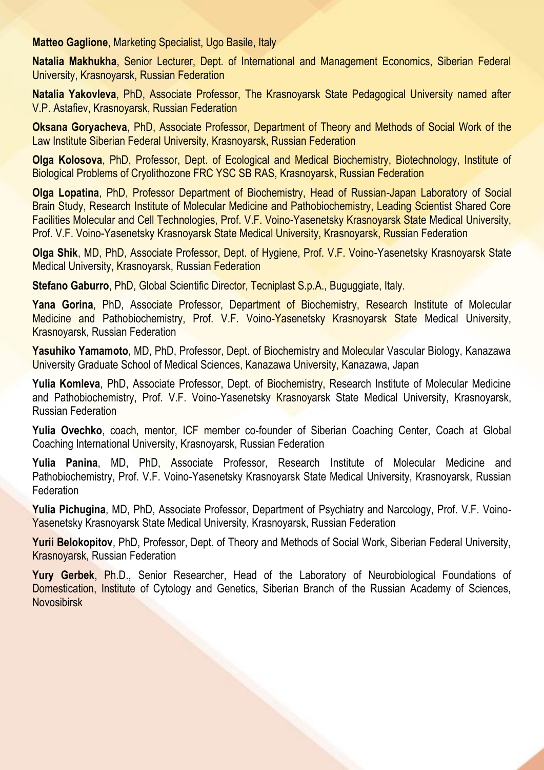**Matteo Gaglione**, Marketing Specialist, Ugo Basile, Italy

**Natalia Makhukha**, Senior Lecturer, Dept. of International and Management Economics, Siberian Federal University, Krasnoyarsk, Russian Federation

**Natalia Yakovleva**, PhD, Associate Professor, The Krasnoyarsk State Pedagogical University named after V.P. Astafiev, Krasnoyarsk, Russian Federation

**Oksana Goryacheva**, PhD, Associate Professor, Department of Theory and Methods of Social Work of the Law Institute Siberian Federal University, Krasnoyarsk, Russian Federation

**Olga Kolosova**, PhD, Professor, Dept. of Ecological and Medical Biochemistry, Biotechnology, Institute of Biological Problems of Cryolithozone FRC YSC SB RAS, Krasnoyarsk, Russian Federation

**Olga Lopatina**, PhD, Professor Department of Biochemistry, Head of Russian-Japan Laboratory of Social Brain Study, Research Institute of Molecular Medicine and Pathobiochemistry, Leading Scientist Shared Core Facilities Molecular and Cell Technologies, Prof. V.F. Voino-Yasenetsky Krasnoyarsk State Medical University, Prof. V.F. Voino-Yasenetsky Krasnoyarsk State Medical University, Krasnoyarsk, Russian Federation

**Olga Shik**, MD, PhD, Associate Professor, Dept. of Hygiene, Prof. V.F. Voino-Yasenetsky Krasnoyarsk State Medical University, Krasnoyarsk, Russian Federation

**Stefano Gaburro**, PhD, Global Scientific Director, Tecniplast S.p.A., Buguggiate, Italy.

**Yana Gorina**, PhD, Associate Professor, Department of Biochemistry, Research Institute of Molecular Medicine and Pathobiochemistry, Prof. V.F. Voino-Yasenetsky Krasnoyarsk State Medical University, Krasnoyarsk, Russian Federation

**Yasuhiko Yamamoto**, MD, PhD, Professor, Dept. of Biochemistry and Molecular Vascular Biology, Kanazawa University Graduate School of Medical Sciences, Kanazawa University, Kanazawa, Japan

**Yulia Komleva**, PhD, Associate Professor, Dept. of Biochemistry, Research Institute of Molecular Medicine and Pathobiochemistry, Prof. V.F. Voino-Yasenetsky Krasnoyarsk State Medical University, Krasnoyarsk, Russian Federation

**Yulia Ovechko**, coach, mentor, ICF member co-founder of Siberian Coaching Center, Coach at Global Coaching International University, Krasnoyarsk, Russian Federation

**Yulia Panina**, MD, PhD, Associate Professor, Research Institute of Molecular Medicine and Pathobiochemistry, Prof. V.F. Voino-Yasenetsky Krasnoyarsk State Medical University, Krasnoyarsk, Russian Federation

**Yulia Pichugina**, MD, PhD, Associate Professor, Department of Psychiatry and Narcology, Prof. V.F. Voino-Yasenetsky Krasnoyarsk State Medical University, Krasnoyarsk, Russian Federation

**Yurii Belokopitov**, PhD, Professor, Dept. of Theory and Methods of Social Work, Siberian Federal University, Krasnoyarsk, Russian Federation

**Yury Gerbek**, Ph.D., Senior Researcher, Head of the Laboratory of Neurobiological Foundations of Domestication, Institute of Cytology and Genetics, Siberian Branch of the Russian Academy of Sciences, Novosibirsk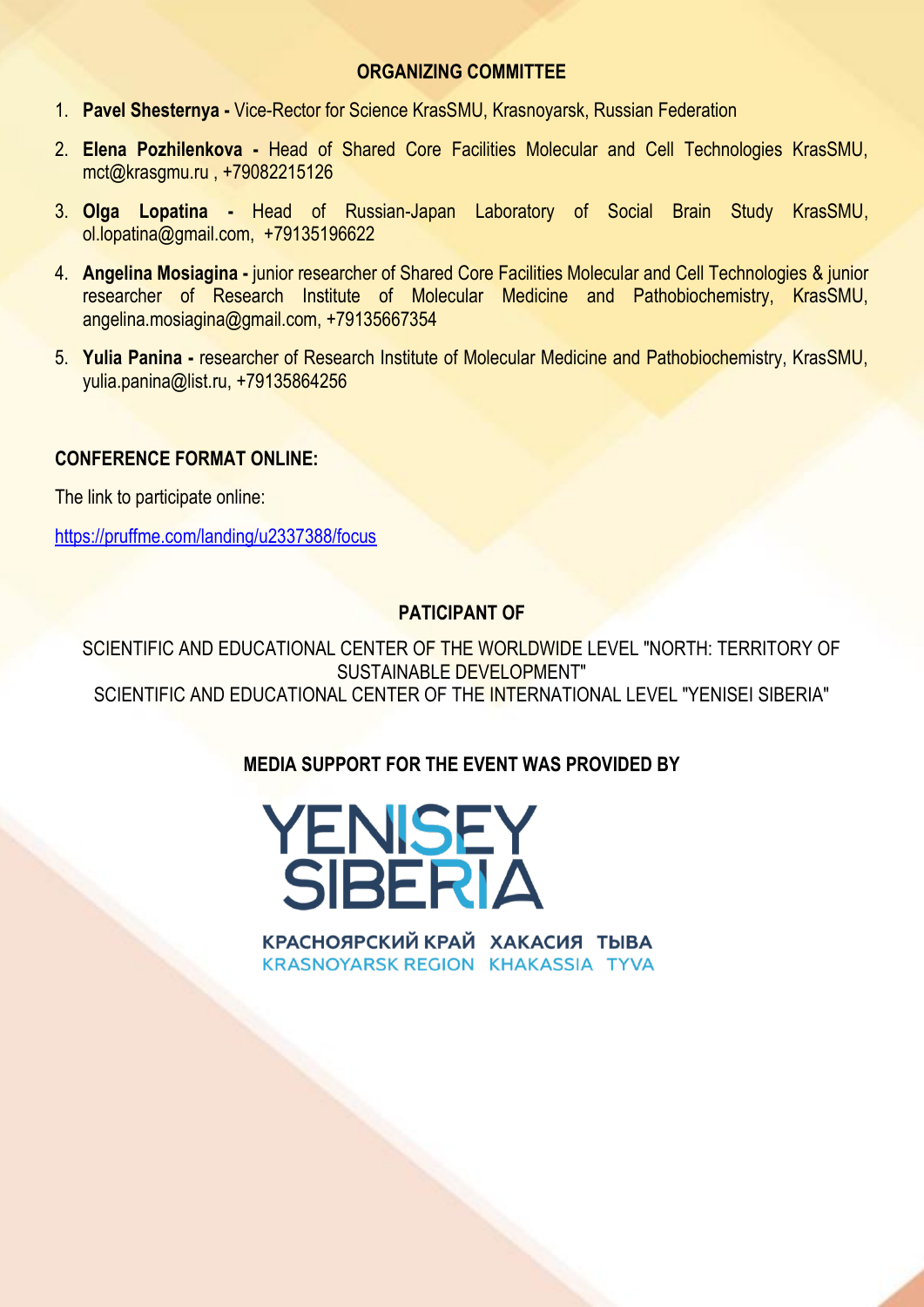## ORGANIZING COMMITTEE

1. **Pavel Shesternya -** Vice-Rector for Science KrasSMU, Krasnoyarsk, Russian Federation
2. **Elena Pozhilenkova -** Head of Shared Core Facilities Molecular and Cell Technologies KrasSMU, mct@krasgmu.ru , +79082215126
3. **Olga Lopatina -** Head of Russian-Japan Laboratory of Social Brain Study KrasSMU, ol.lopatina@gmail.com, +79135196622
4. **Angelina Mosiagina -** junior researcher of Shared Core Facilities Molecular and Cell Technologies & junior researcher of Research Institute of Molecular Medicine and Pathobiochemistry, KrasSMU, angelina.mosiagina@gmail.com, +79135667354
5. **Yulia Panina -** researcher of Research Institute of Molecular Medicine and Pathobiochemistry, KrasSMU, yulia.panina@list.ru, +79135864256

## CONFERENCE FORMAT ONLINE:

The link to participate online:

https://pruffme.com/landing/u2337388/focus

## PATICIPANT OF

SCIENTIFIC AND EDUCATIONAL CENTER OF THE WORLDWIDE LEVEL "NORTH: TERRITORY OF SUSTAINABLE DEVELOPMENT"
SCIENTIFIC AND EDUCATIONAL CENTER OF THE INTERNATIONAL LEVEL "YENISEI SIBERIA"

## MEDIA SUPPORT FOR THE EVENT WAS PROVIDED BY

YENISEY SIBERIA

КРАСНОЯРСКИЙ КРАЙ ХАКАСИЯ ТЫВА
KRASNOYARSK REGION KHAKASSIA TYVA